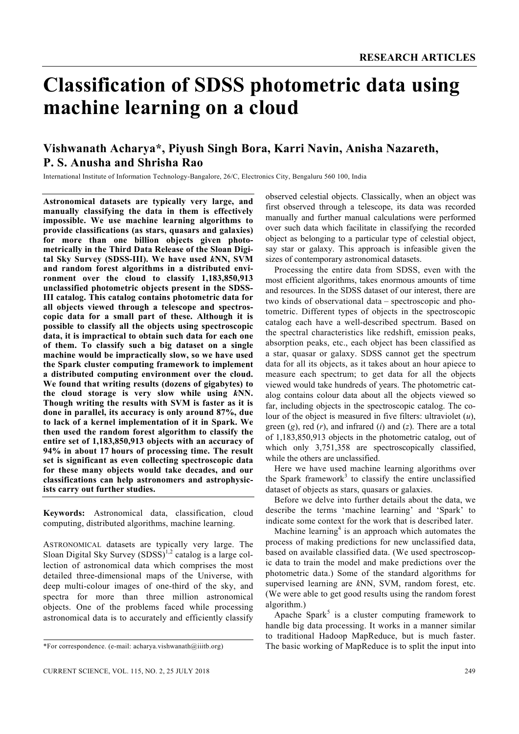# Classification of SDSS photometric data using machine learning on a cloud

**Vishwanath Acharya\*, Piyush Singh Bora, Karri Navin, Anisha Nazareth, P. S. Anusha and Shrisha Rao**

International Institute of Information Technology-Bangalore, 26/C, Electronics City, Bengaluru 560 100, India

**Astronomical datasets are typically very large, and manually classifying the data in them is effectively impossible. We use machine learning algorithms to provide classifications (as stars, quasars and galaxies) for more than one billion objects given photometrically in the Third Data Release of the Sloan Digital Sky Survey (SDSS-III). We have used *k*NN, SVM and random forest algorithms in a distributed environment over the cloud to classify 1,183,850,913 unclassified photometric objects present in the SDSS-III catalog. This catalog contains photometric data for all objects viewed through a telescope and spectroscopic data for a small part of these. Although it is possible to classify all the objects using spectroscopic data, it is impractical to obtain such data for each one of them. To classify such a big dataset on a single machine would be impractically slow, so we have used the Spark cluster computing framework to implement a distributed computing environment over the cloud. We found that writing results (dozens of gigabytes) to the cloud storage is very slow while using *k*NN. Though writing the results with SVM is faster as it is done in parallel, its accuracy is only around 87%, due to lack of a kernel implementation of it in Spark. We then used the random forest algorithm to classify the entire set of 1,183,850,913 objects with an accuracy of 94% in about 17 hours of processing time. The result set is significant as even collecting spectroscopic data for these many objects would take decades, and our classifications can help astronomers and astrophysicists carry out further studies.**

**Keywords:** Astronomical data, classification, cloud computing, distributed algorithms, machine learning.

ASTRONOMICAL datasets are typically very large. The Sloan Digital Sky Survey (SDSS)[1,2] catalog is a large collection of astronomical data which comprises the most detailed three-dimensional maps of the Universe, with deep multi-colour images of one-third of the sky, and spectra for more than three million astronomical objects. One of the problems faced while processing astronomical data is to accurately and efficiently classify observed celestial objects. Classically, when an object was first observed through a telescope, its data was recorded manually and further manual calculations were performed over such data which facilitate in classifying the recorded object as belonging to a particular type of celestial object, say star or galaxy. This approach is infeasible given the sizes of contemporary astronomical datasets.

Processing the entire data from SDSS, even with the most efficient algorithms, takes enormous amounts of time and resources. In the SDSS dataset of our interest, there are two kinds of observational data – spectroscopic and photometric. Different types of objects in the spectroscopic catalog each have a well-described spectrum. Based on the spectral characteristics like redshift, emission peaks, absorption peaks, etc., each object has been classified as a star, quasar or galaxy. SDSS cannot get the spectrum data for all its objects, as it takes about an hour apiece to measure each spectrum; to get data for all the objects viewed would take hundreds of years. The photometric catalog contains colour data about all the objects viewed so far, including objects in the spectroscopic catalog. The colour of the object is measured in five filters: ultraviolet ($u$), green ($g$), red ($r$), and infrared ($i$) and ($z$). There are a total of 1,183,850,913 objects in the photometric catalog, out of which only 3,751,358 are spectroscopically classified, while the others are unclassified.

Here we have used machine learning algorithms over the Spark framework[3] to classify the entire unclassified dataset of objects as stars, quasars or galaxies.

Before we delve into further details about the data, we describe the terms 'machine learning' and 'Spark' to indicate some context for the work that is described later.

Machine learning[4] is an approach which automates the process of making predictions for new unclassified data, based on available classified data. (We used spectroscopic data to train the model and make predictions over the photometric data.) Some of the standard algorithms for supervised learning are *k*NN, SVM, random forest, etc. (We were able to get good results using the random forest algorithm.)

Apache Spark[5] is a cluster computing framework to handle big data processing. It works in a manner similar to traditional Hadoop MapReduce, but is much faster. The basic working of MapReduce is to split the input into

\*For correspondence. (e-mail: acharya.vishwanath@iiitb.org)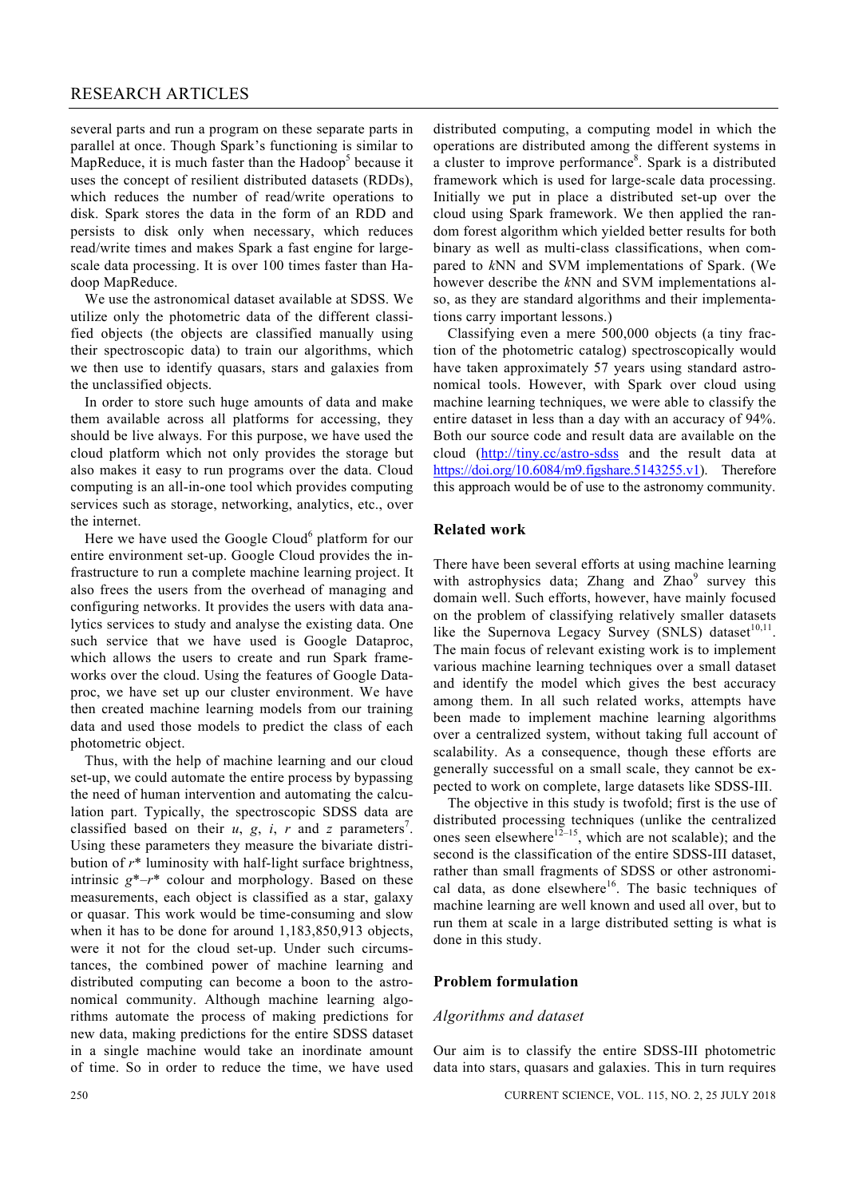several parts and run a program on these separate parts in parallel at once. Though Spark's functioning is similar to MapReduce, it is much faster than the Hadoop[5] because it uses the concept of resilient distributed datasets (RDDs), which reduces the number of read/write operations to disk. Spark stores the data in the form of an RDD and persists to disk only when necessary, which reduces read/write times and makes Spark a fast engine for large-scale data processing. It is over 100 times faster than Hadoop MapReduce.

We use the astronomical dataset available at SDSS. We utilize only the photometric data of the different classified objects (the objects are classified manually using their spectroscopic data) to train our algorithms, which we then use to identify quasars, stars and galaxies from the unclassified objects.

In order to store such huge amounts of data and make them available across all platforms for accessing, they should be live always. For this purpose, we have used the cloud platform which not only provides the storage but also makes it easy to run programs over the data. Cloud computing is an all-in-one tool which provides computing services such as storage, networking, analytics, etc., over the internet.

Here we have used the Google Cloud[6] platform for our entire environment set-up. Google Cloud provides the infrastructure to run a complete machine learning project. It also frees the users from the overhead of managing and configuring networks. It provides the users with data analytics services to study and analyse the existing data. One such service that we have used is Google Dataproc, which allows the users to create and run Spark frameworks over the cloud. Using the features of Google Dataproc, we have set up our cluster environment. We have then created machine learning models from our training data and used those models to predict the class of each photometric object.

Thus, with the help of machine learning and our cloud set-up, we could automate the entire process by bypassing the need of human intervention and automating the calculation part. Typically, the spectroscopic SDSS data are classified based on their *u*, *g*, *i*, *r* and *z* parameters[7]. Using these parameters they measure the bivariate distribution of $r^*$ luminosity with half-light surface brightness, intrinsic $g^*–r^*$ colour and morphology. Based on these measurements, each object is classified as a star, galaxy or quasar. This work would be time-consuming and slow when it has to be done for around 1,183,850,913 objects, were it not for the cloud set-up. Under such circumstances, the combined power of machine learning and distributed computing can become a boon to the astronomical community. Although machine learning algorithms automate the process of making predictions for new data, making predictions for the entire SDSS dataset in a single machine would take an inordinate amount of time. So in order to reduce the time, we have used distributed computing, a computing model in which the operations are distributed among the different systems in a cluster to improve performance[8]. Spark is a distributed framework which is used for large-scale data processing. Initially we put in place a distributed set-up over the cloud using Spark framework. We then applied the random forest algorithm which yielded better results for both binary as well as multi-class classifications, when compared to *k*NN and SVM implementations of Spark. (We however describe the *k*NN and SVM implementations also, as they are standard algorithms and their implementations carry important lessons.)

Classifying even a mere 500,000 objects (a tiny fraction of the photometric catalog) spectroscopically would have taken approximately 57 years using standard astronomical tools. However, with Spark over cloud using machine learning techniques, we were able to classify the entire dataset in less than a day with an accuracy of 94%. Both our source code and result data are available on the cloud (http://tiny.cc/astro-sdss and the result data at https://doi.org/10.6084/m9.figshare.5143255.v1). Therefore this approach would be of use to the astronomy community.

## Related work

There have been several efforts at using machine learning with astrophysics data; Zhang and Zhao[9] survey this domain well. Such efforts, however, have mainly focused on the problem of classifying relatively smaller datasets like the Supernova Legacy Survey (SNLS) dataset[10,11]. The main focus of relevant existing work is to implement various machine learning techniques over a small dataset and identify the model which gives the best accuracy among them. In all such related works, attempts have been made to implement machine learning algorithms over a centralized system, without taking full account of scalability. As a consequence, though these efforts are generally successful on a small scale, they cannot be expected to work on complete, large datasets like SDSS-III.

The objective in this study is twofold; first is the use of distributed processing techniques (unlike the centralized ones seen elsewhere[12–15], which are not scalable); and the second is the classification of the entire SDSS-III dataset, rather than small fragments of SDSS or other astronomical data, as done elsewhere[16]. The basic techniques of machine learning are well known and used all over, but to run them at scale in a large distributed setting is what is done in this study.

## Problem formulation

### *Algorithms and dataset*

Our aim is to classify the entire SDSS-III photometric data into stars, quasars and galaxies. This in turn requires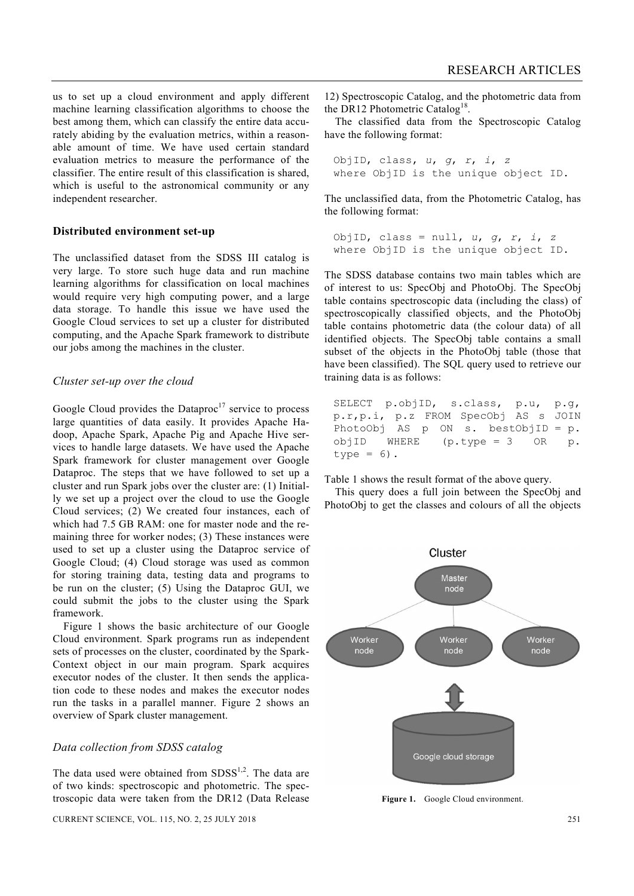us to set up a cloud environment and apply different machine learning classification algorithms to choose the best among them, which can classify the entire data accurately abiding by the evaluation metrics, within a reasonable amount of time. We have used certain standard evaluation metrics to measure the performance of the classifier. The entire result of this classification is shared, which is useful to the astronomical community or any independent researcher.

## Distributed environment set-up

The unclassified dataset from the SDSS III catalog is very large. To store such huge data and run machine learning algorithms for classification on local machines would require very high computing power, and a large data storage. To handle this issue we have used the Google Cloud services to set up a cluster for distributed computing, and the Apache Spark framework to distribute our jobs among the machines in the cluster.

### *Cluster set-up over the cloud*

Google Cloud provides the Dataproc[17] service to process large quantities of data easily. It provides Apache Hadoop, Apache Spark, Apache Pig and Apache Hive services to handle large datasets. We have used the Apache Spark framework for cluster management over Google Dataproc. The steps that we have followed to set up a cluster and run Spark jobs over the cluster are: (1) Initially we set up a project over the cloud to use the Google Cloud services; (2) We created four instances, each of which had 7.5 GB RAM: one for master node and the remaining three for worker nodes; (3) These instances were used to set up a cluster using the Dataproc service of Google Cloud; (4) Cloud storage was used as common for storing training data, testing data and programs to be run on the cluster; (5) Using the Dataproc GUI, we could submit the jobs to the cluster using the Spark framework.

Figure 1 shows the basic architecture of our Google Cloud environment. Spark programs run as independent sets of processes on the cluster, coordinated by the SparkContext object in our main program. Spark acquires executor nodes of the cluster. It then sends the application code to these nodes and makes the executor nodes run the tasks in a parallel manner. Figure 2 shows an overview of Spark cluster management.

### *Data collection from SDSS catalog*

The data used were obtained from SDSS[1,2]. The data are of two kinds: spectroscopic and photometric. The spectroscopic data were taken from the DR12 (Data Release 12) Spectroscopic Catalog, and the photometric data from the DR12 Photometric Catalog[18].

The classified data from the Spectroscopic Catalog have the following format:

```
ObjID, class, u, g, r, i, z
where ObjID is the unique object ID.
```

The unclassified data, from the Photometric Catalog, has the following format:

```
ObjID, class = null, u, g, r, i, z
where ObjID is the unique object ID.
```

The SDSS database contains two main tables which are of interest to us: SpecObj and PhotoObj. The SpecObj table contains spectroscopic data (including the class) of spectroscopically classified objects, and the PhotoObj table contains photometric data (the colour data) of all identified objects. The SpecObj table contains a small subset of the objects in the PhotoObj table (those that have been classified). The SQL query used to retrieve our training data is as follows:

```
SELECT p.objID, s.class, p.u, p.g,
p.r,p.i, p.z FROM SpecObj AS s JOIN
PhotoObj AS p ON s. bestObjID = p.
objID WHERE (p.type = 3 OR p.
type = 6).
```

Table 1 shows the result format of the above query.

This query does a full join between the SpecObj and PhotoObj to get the classes and colours of all the objects

**Figure 1.** Google Cloud environment.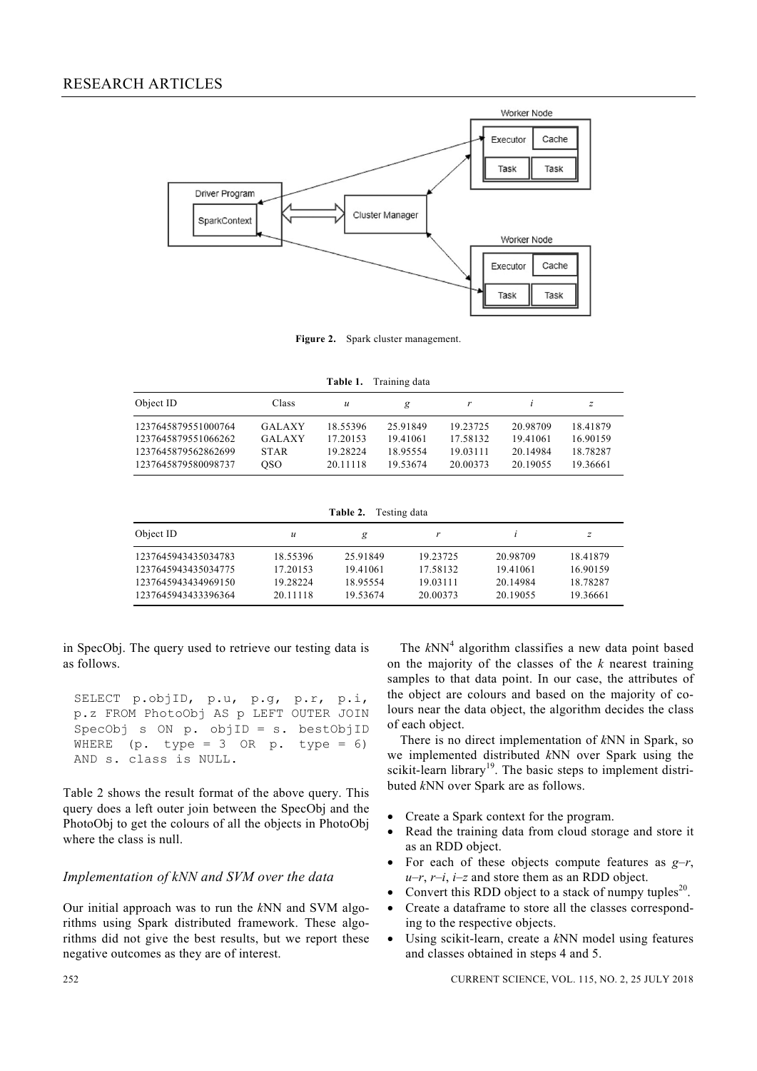Figure 2. Spark cluster management.

**Table 1.** Training data

| Object ID | Class | $u$ | $g$ | $r$ | $i$ | $z$ |
|---|---|---|---|---|---|---|
| 1237645879551000764 | GALAXY | 18.55396 | 25.91849 | 19.23725 | 20.98709 | 18.41879 |
| 1237645879551066262 | GALAXY | 17.20153 | 19.41061 | 17.58132 | 19.41061 | 16.90159 |
| 1237645879562862699 | STAR | 19.28224 | 18.95554 | 19.03111 | 20.14984 | 18.78287 |
| 1237645879580098737 | QSO | 20.11118 | 19.53674 | 20.00373 | 20.19055 | 19.36661 |

**Table 2.** Testing data

| Object ID | $u$ | $g$ | $r$ | $i$ | $z$ |
|---|---|---|---|---|---|
| 1237645943435034783 | 18.55396 | 25.91849 | 19.23725 | 20.98709 | 18.41879 |
| 1237645943435034775 | 17.20153 | 19.41061 | 17.58132 | 19.41061 | 16.90159 |
| 1237645943434969150 | 19.28224 | 18.95554 | 19.03111 | 20.14984 | 18.78287 |
| 1237645943433396364 | 20.11118 | 19.53674 | 20.00373 | 20.19055 | 19.36661 |

in SpecObj. The query used to retrieve our testing data is as follows.

```
SELECT p.objID, p.u, p.g, p.r, p.i,
p.z FROM PhotoObj AS p LEFT OUTER JOIN
SpecObj s ON p. objID = s. bestObjID
WHERE (p. type = 3 OR p. type = 6)
AND s. class is NULL.
```

Table 2 shows the result format of the above query. This query does a left outer join between the SpecObj and the PhotoObj to get the colours of all the objects in PhotoObj where the class is null.

### *Implementation of kNN and SVM over the data*

Our initial approach was to run the *k*NN and SVM algorithms using Spark distributed framework. These algorithms did not give the best results, but we report these negative outcomes as they are of interest.

The *k*NN[4] algorithm classifies a new data point based on the majority of the classes of the *k* nearest training samples to that data point. In our case, the attributes of the object are colours and based on the majority of colours near the data object, the algorithm decides the class of each object.

There is no direct implementation of *k*NN in Spark, so we implemented distributed *k*NN over Spark using the scikit-learn library[19]. The basic steps to implement distributed *k*NN over Spark are as follows.

- Create a Spark context for the program.
- Read the training data from cloud storage and store it as an RDD object.
- For each of these objects compute features as $g$–$r$, $u$–$r$, $r$–$i$, $i$–$z$ and store them as an RDD object.
- Convert this RDD object to a stack of numpy tuples[20].
- Create a dataframe to store all the classes corresponding to the respective objects.
- Using scikit-learn, create a *k*NN model using features and classes obtained in steps 4 and 5.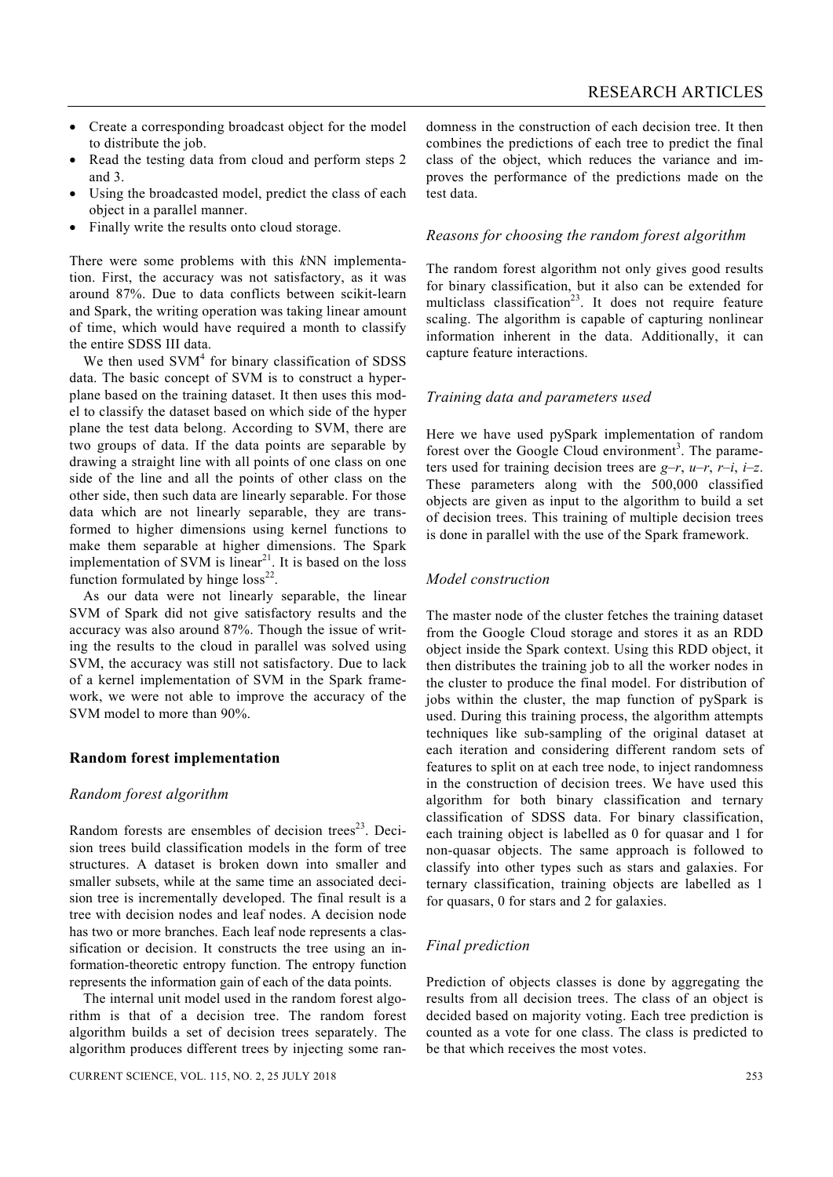- Create a corresponding broadcast object for the model to distribute the job.
- Read the testing data from cloud and perform steps 2 and 3.
- Using the broadcasted model, predict the class of each object in a parallel manner.
- Finally write the results onto cloud storage.

There were some problems with this *k*NN implementation. First, the accuracy was not satisfactory, as it was around 87%. Due to data conflicts between scikit-learn and Spark, the writing operation was taking linear amount of time, which would have required a month to classify the entire SDSS III data.

We then used SVM[4] for binary classification of SDSS data. The basic concept of SVM is to construct a hyperplane based on the training dataset. It then uses this model to classify the dataset based on which side of the hyper plane the test data belong. According to SVM, there are two groups of data. If the data points are separable by drawing a straight line with all points of one class on one side of the line and all the points of other class on the other side, then such data are linearly separable. For those data which are not linearly separable, they are transformed to higher dimensions using kernel functions to make them separable at higher dimensions. The Spark implementation of SVM is linear[21]. It is based on the loss function formulated by hinge loss[22].

As our data were not linearly separable, the linear SVM of Spark did not give satisfactory results and the accuracy was also around 87%. Though the issue of writing the results to the cloud in parallel was solved using SVM, the accuracy was still not satisfactory. Due to lack of a kernel implementation of SVM in the Spark framework, we were not able to improve the accuracy of the SVM model to more than 90%.

## Random forest implementation

### *Random forest algorithm*

Random forests are ensembles of decision trees[23]. Decision trees build classification models in the form of tree structures. A dataset is broken down into smaller and smaller subsets, while at the same time an associated decision tree is incrementally developed. The final result is a tree with decision nodes and leaf nodes. A decision node has two or more branches. Each leaf node represents a classification or decision. It constructs the tree using an information-theoretic entropy function. The entropy function represents the information gain of each of the data points.

The internal unit model used in the random forest algorithm is that of a decision tree. The random forest algorithm builds a set of decision trees separately. The algorithm produces different trees by injecting some randomness in the construction of each decision tree. It then combines the predictions of each tree to predict the final class of the object, which reduces the variance and improves the performance of the predictions made on the test data.

### *Reasons for choosing the random forest algorithm*

The random forest algorithm not only gives good results for binary classification, but it also can be extended for multiclass classification[23]. It does not require feature scaling. The algorithm is capable of capturing nonlinear information inherent in the data. Additionally, it can capture feature interactions.

### *Training data and parameters used*

Here we have used pySpark implementation of random forest over the Google Cloud environment[3]. The parameters used for training decision trees are $g–r$, $u–r$, $r–i$, $i–z$. These parameters along with the 500,000 classified objects are given as input to the algorithm to build a set of decision trees. This training of multiple decision trees is done in parallel with the use of the Spark framework.

### *Model construction*

The master node of the cluster fetches the training dataset from the Google Cloud storage and stores it as an RDD object inside the Spark context. Using this RDD object, it then distributes the training job to all the worker nodes in the cluster to produce the final model. For distribution of jobs within the cluster, the map function of pySpark is used. During this training process, the algorithm attempts techniques like sub-sampling of the original dataset at each iteration and considering different random sets of features to split on at each tree node, to inject randomness in the construction of decision trees. We have used this algorithm for both binary classification and ternary classification of SDSS data. For binary classification, each training object is labelled as 0 for quasar and 1 for non-quasar objects. The same approach is followed to classify into other types such as stars and galaxies. For ternary classification, training objects are labelled as 1 for quasars, 0 for stars and 2 for galaxies.

### *Final prediction*

Prediction of objects classes is done by aggregating the results from all decision trees. The class of an object is decided based on majority voting. Each tree prediction is counted as a vote for one class. The class is predicted to be that which receives the most votes.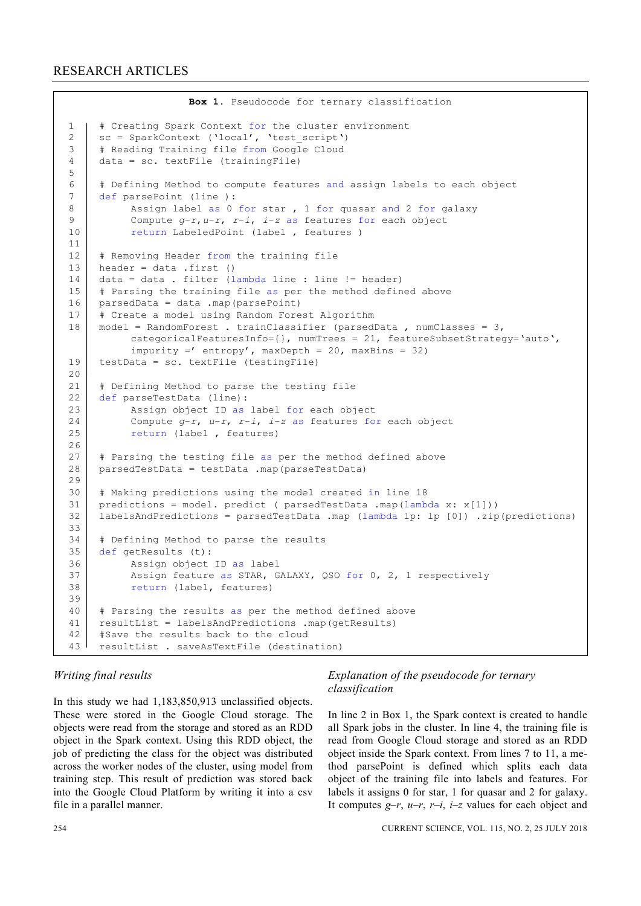**Box 1.** Pseudocode for ternary classification

```
1   # Creating Spark Context for the cluster environment
2   sc = SparkContext ('local', 'test_script')
3   # Reading Training file from Google Cloud
4   data = sc. textFile (trainingFile)
5
6   # Defining Method to compute features and assign labels to each object
7   def parsePoint (line ):
8        Assign label as 0 for star , 1 for quasar and 2 for galaxy
9        Compute g-r,u-r, r-i, i-z as features for each object
10       return LabeledPoint (label , features )
11
12  # Removing Header from the training file
13  header = data .first ()
14  data = data . filter (lambda line : line != header)
15  # Parsing the training file as per the method defined above
16  parsedData = data .map(parsePoint)
17  # Create a model using Random Forest Algorithm
18  model = RandomForest . trainClassifier (parsedData , numClasses = 3,
         categoricalFeaturesInfo={}, numTrees = 21, featureSubsetStrategy='auto',
         impurity =' entropy', maxDepth = 20, maxBins = 32)
19  testData = sc. textFile (testingFile)
20
21  # Defining Method to parse the testing file
22  def parseTestData (line):
23       Assign object ID as label for each object
24       Compute g-r, u-r, r-i, i-z as features for each object
25       return (label , features)
26
27  # Parsing the testing file as per the method defined above
28  parsedTestData = testData .map(parseTestData)
29
30  # Making predictions using the model created in line 18
31  predictions = model. predict ( parsedTestData .map(lambda x: x[1]))
32  labelsAndPredictions = parsedTestData .map (lambda lp: lp [0]) .zip(predictions)
33
34  # Defining Method to parse the results
35  def getResults (t):
36       Assign object ID as label
37       Assign feature as STAR, GALAXY, QSO for 0, 2, 1 respectively
38       return (label, features)
39
40  # Parsing the results as per the method defined above
41  resultList = labelsAndPredictions .map(getResults)
42  #Save the results back to the cloud
43  resultList . saveAsTextFile (destination)
```

### *Writing final results*

In this study we had 1,183,850,913 unclassified objects. These were stored in the Google Cloud storage. The objects were read from the storage and stored as an RDD object in the Spark context. Using this RDD object, the job of predicting the class for the object was distributed across the worker nodes of the cluster, using model from training step. This result of prediction was stored back into the Google Cloud Platform by writing it into a csv file in a parallel manner.

### *Explanation of the pseudocode for ternary classification*

In line 2 in Box 1, the Spark context is created to handle all Spark jobs in the cluster. In line 4, the training file is read from Google Cloud storage and stored as an RDD object inside the Spark context. From lines 7 to 11, a method parsePoint is defined which splits each data object of the training file into labels and features. For labels it assigns 0 for star, 1 for quasar and 2 for galaxy. It computes $g$–$r$, $u$–$r$, $r$–$i$, $i$–$z$ values for each object and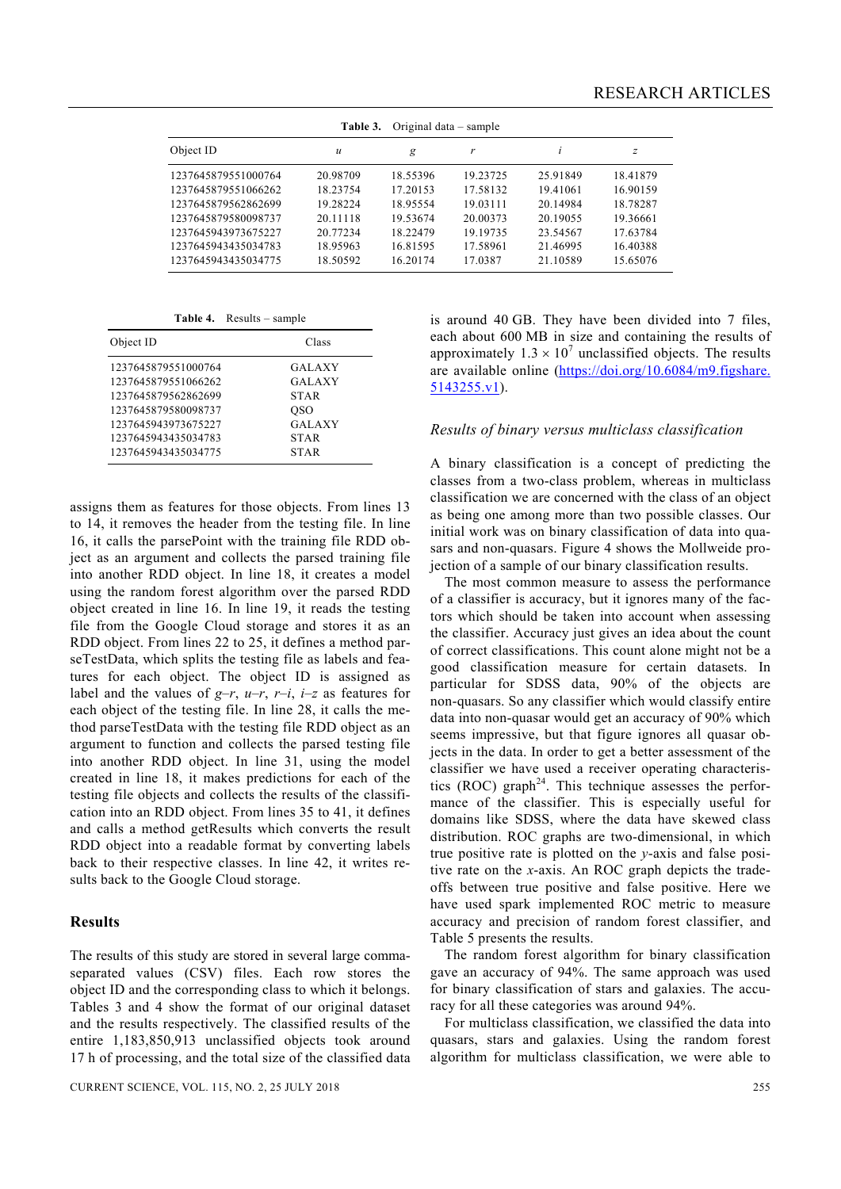**Table 3.** Original data – sample

| Object ID | $u$ | $g$ | $r$ | $i$ | $z$ |
|---|---|---|---|---|---|
| 1237645879551000764 | 20.98709 | 18.55396 | 19.23725 | 25.91849 | 18.41879 |
| 1237645879551066262 | 18.23754 | 17.20153 | 17.58132 | 19.41061 | 16.90159 |
| 1237645879562862699 | 19.28224 | 18.95554 | 19.03111 | 20.14984 | 18.78287 |
| 1237645879580098737 | 20.11118 | 19.53674 | 20.00373 | 20.19055 | 19.36661 |
| 1237645943973675227 | 20.77234 | 18.22479 | 19.19735 | 23.54567 | 17.63784 |
| 1237645943435034783 | 18.95963 | 16.81595 | 17.58961 | 21.46995 | 16.40388 |
| 1237645943435034775 | 18.50592 | 16.20174 | 17.0387 | 21.10589 | 15.65076 |

**Table 4.** Results – sample

| Object ID | Class |
|---|---|
| 1237645879551000764 | GALAXY |
| 1237645879551066262 | GALAXY |
| 1237645879562862699 | STAR |
| 1237645879580098737 | QSO |
| 1237645943973675227 | GALAXY |
| 1237645943435034783 | STAR |
| 1237645943435034775 | STAR |

assigns them as features for those objects. From lines 13 to 14, it removes the header from the testing file. In line 16, it calls the parsePoint with the training file RDD object as an argument and collects the parsed training file into another RDD object. In line 18, it creates a model using the random forest algorithm over the parsed RDD object created in line 16. In line 19, it reads the testing file from the Google Cloud storage and stores it as an RDD object. From lines 22 to 25, it defines a method parseTestData, which splits the testing file as labels and features for each object. The object ID is assigned as label and the values of $g$–$r$, $u$–$r$, $r$–$i$, $i$–$z$ as features for each object of the testing file. In line 28, it calls the method parseTestData with the testing file RDD object as an argument to function and collects the parsed testing file into another RDD object. In line 31, using the model created in line 18, it makes predictions for each of the testing file objects and collects the results of the classification into an RDD object. From lines 35 to 41, it defines and calls a method getResults which converts the result RDD object into a readable format by converting labels back to their respective classes. In line 42, it writes results back to the Google Cloud storage.

## Results

The results of this study are stored in several large comma-separated values (CSV) files. Each row stores the object ID and the corresponding class to which it belongs. Tables 3 and 4 show the format of our original dataset and the results respectively. The classified results of the entire 1,183,850,913 unclassified objects took around 17 h of processing, and the total size of the classified data is around 40 GB. They have been divided into 7 files, each about 600 MB in size and containing the results of approximately $1.3 \times 10^7$ unclassified objects. The results are available online (https://doi.org/10.6084/m9.figshare.5143255.v1).

### *Results of binary versus multiclass classification*

A binary classification is a concept of predicting the classes from a two-class problem, whereas in multiclass classification we are concerned with the class of an object as being one among more than two possible classes. Our initial work was on binary classification of data into quasars and non-quasars. Figure 4 shows the Mollweide projection of a sample of our binary classification results.

The most common measure to assess the performance of a classifier is accuracy, but it ignores many of the factors which should be taken into account when assessing the classifier. Accuracy just gives an idea about the count of correct classifications. This count alone might not be a good classification measure for certain datasets. In particular for SDSS data, 90% of the objects are non-quasars. So any classifier which would classify entire data into non-quasar would get an accuracy of 90% which seems impressive, but that figure ignores all quasar objects in the data. In order to get a better assessment of the classifier we have used a receiver operating characteristics (ROC) graph[24]. This technique assesses the performance of the classifier. This is especially useful for domains like SDSS, where the data have skewed class distribution. ROC graphs are two-dimensional, in which true positive rate is plotted on the $y$-axis and false positive rate on the $x$-axis. An ROC graph depicts the trade-offs between true positive and false positive. Here we have used spark implemented ROC metric to measure accuracy and precision of random forest classifier, and Table 5 presents the results.

The random forest algorithm for binary classification gave an accuracy of 94%. The same approach was used for binary classification of stars and galaxies. The accuracy for all these categories was around 94%.

For multiclass classification, we classified the data into quasars, stars and galaxies. Using the random forest algorithm for multiclass classification, we were able to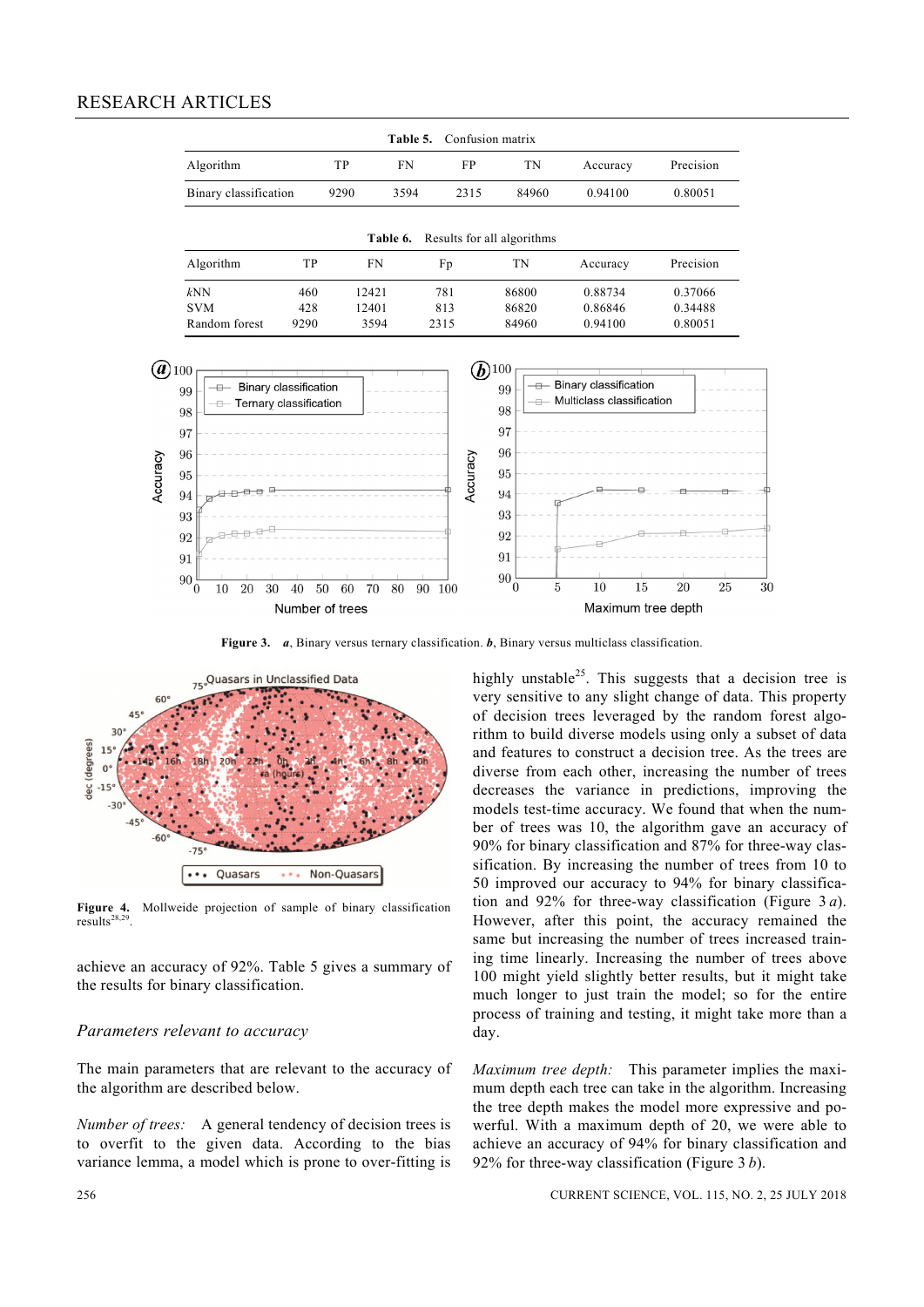**Table 5.** Confusion matrix

| Algorithm | TP | FN | FP | TN | Accuracy | Precision |
|---|---|---|---|---|---|---|
| Binary classification | 9290 | 3594 | 2315 | 84960 | 0.94100 | 0.80051 |

**Table 6.** Results for all algorithms

| Algorithm | TP | FN | Fp | TN | Accuracy | Precision |
|---|---|---|---|---|---|---|
| *k*NN | 460 | 12421 | 781 | 86800 | 0.88734 | 0.37066 |
| SVM | 428 | 12401 | 813 | 86820 | 0.86846 | 0.34488 |
| Random forest | 9290 | 3594 | 2315 | 84960 | 0.94100 | 0.80051 |

**Figure 3.** ***a***, Binary versus ternary classification. ***b***, Binary versus multiclass classification.

**Figure 4.** Mollweide projection of sample of binary classification results[28,29].

achieve an accuracy of 92%. Table 5 gives a summary of the results for binary classification.

## *Parameters relevant to accuracy*

The main parameters that are relevant to the accuracy of the algorithm are described below.

*Number of trees:* A general tendency of decision trees is to overfit to the given data. According to the bias variance lemma, a model which is prone to over-fitting is highly unstable[25]. This suggests that a decision tree is very sensitive to any slight change of data. This property of decision trees leveraged by the random forest algorithm to build diverse models using only a subset of data and features to construct a decision tree. As the trees are diverse from each other, increasing the number of trees decreases the variance in predictions, improving the models test-time accuracy. We found that when the number of trees was 10, the algorithm gave an accuracy of 90% for binary classification and 87% for three-way classification. By increasing the number of trees from 10 to 50 improved our accuracy to 94% for binary classification and 92% for three-way classification (Figure 3 *a*). However, after this point, the accuracy remained the same but increasing the number of trees increased training time linearly. Increasing the number of trees above 100 might yield slightly better results, but it might take much longer to just train the model; so for the entire process of training and testing, it might take more than a day.

*Maximum tree depth:* This parameter implies the maximum depth each tree can take in the algorithm. Increasing the tree depth makes the model more expressive and powerful. With a maximum depth of 20, we were able to achieve an accuracy of 94% for binary classification and 92% for three-way classification (Figure 3 *b*).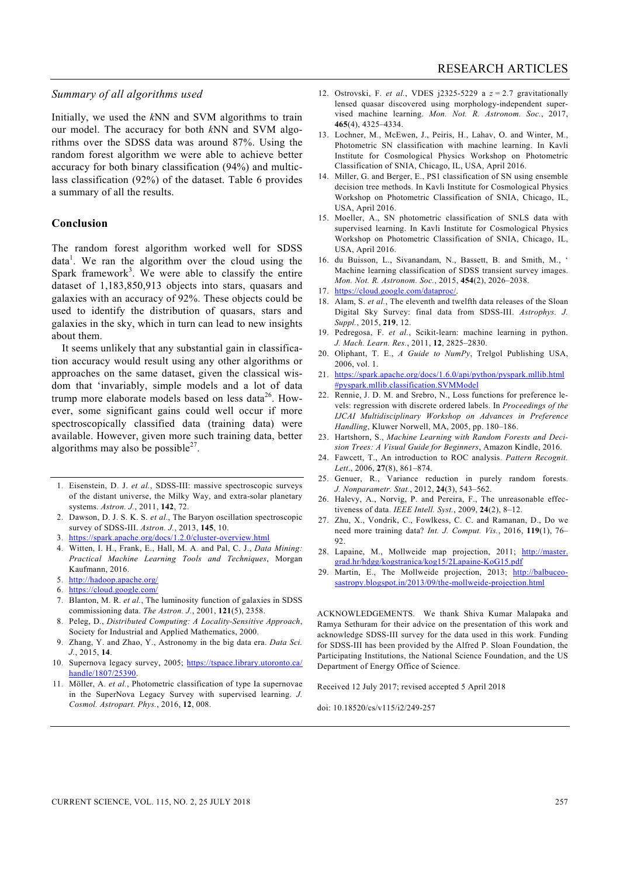### *Summary of all algorithms used*

Initially, we used the *k*NN and SVM algorithms to train our model. The accuracy for both *k*NN and SVM algorithms over the SDSS data was around 87%. Using the random forest algorithm we were able to achieve better accuracy for both binary classification (94%) and multiclass classification (92%) of the dataset. Table 6 provides a summary of all the results.

## Conclusion

The random forest algorithm worked well for SDSS data[1]. We ran the algorithm over the cloud using the Spark framework[3]. We were able to classify the entire dataset of 1,183,850,913 objects into stars, quasars and galaxies with an accuracy of 92%. These objects could be used to identify the distribution of quasars, stars and galaxies in the sky, which in turn can lead to new insights about them.

It seems unlikely that any substantial gain in classification accuracy would result using any other algorithms or approaches on the same dataset, given the classical wisdom that 'invariably, simple models and a lot of data trump more elaborate models based on less data[26]. However, some significant gains could well occur if more spectroscopically classified data (training data) were available. However, given more such training data, better algorithms may also be possible[27].

1. Eisenstein, D. J. *et al.*, SDSS-III: massive spectroscopic surveys of the distant universe, the Milky Way, and extra-solar planetary systems. *Astron. J.*, 2011, **142**, 72.
2. Dawson, D. J. S. K. S. *et al*., The Baryon oscillation spectroscopic survey of SDSS-III. *Astron. J.*, 2013, **145**, 10.
3. https://spark.apache.org/docs/1.2.0/cluster-overview.html
4. Witten, I. H., Frank, E., Hall, M. A. and Pal, C. J., *Data Mining: Practical Machine Learning Tools and Techniques*, Morgan Kaufmann, 2016.
5. http://hadoop.apache.org/
6. https://cloud.google.com/
7. Blanton, M. R. *et al.*, The luminosity function of galaxies in SDSS commissioning data. *The Astron. J.*, 2001, **121**(5), 2358.
8. Peleg, D., *Distributed Computing: A Locality-Sensitive Approach*, Society for Industrial and Applied Mathematics, 2000.
9. Zhang, Y. and Zhao, Y., Astronomy in the big data era. *Data Sci. J.*, 2015, **14**.
10. Supernova legacy survey, 2005; https://tspace.library.utoronto.ca/handle/1807/25390.
11. Möller, A. *et al.*, Photometric classification of type Ia supernovae in the SuperNova Legacy Survey with supervised learning. *J. Cosmol. Astropart. Phys.*, 2016, **12**, 008.
12. Ostrovski, F. *et al.*, VDES j2325-5229 a $z = 2.7$ gravitationally lensed quasar discovered using morphology-independent supervised machine learning. *Mon. Not. R. Astronom. Soc.*, 2017, **465**(4), 4325–4334.
13. Lochner, M., McEwen, J., Peiris, H., Lahav, O. and Winter, M., Photometric SN classification with machine learning. In Kavli Institute for Cosmological Physics Workshop on Photometric Classification of SNIA, Chicago, IL, USA, April 2016.
14. Miller, G. and Berger, E., PS1 classification of SN using ensemble decision tree methods. In Kavli Institute for Cosmological Physics Workshop on Photometric Classification of SNIA, Chicago, IL, USA, April 2016.
15. Moeller, A., SN photometric classification of SNLS data with supervised learning. In Kavli Institute for Cosmological Physics Workshop on Photometric Classification of SNIA, Chicago, IL, USA, April 2016.
16. du Buisson, L., Sivanandam, N., Bassett, B. and Smith, M., ' Machine learning classification of SDSS transient survey images. *Mon. Not. R. Astronom. Soc.*, 2015, **454**(2), 2026–2038.
17. https://cloud.google.com/dataproc/.
18. Alam, S. *et al.*, The eleventh and twelfth data releases of the Sloan Digital Sky Survey: final data from SDSS-III. *Astrophys. J. Suppl.*, 2015, **219**, 12.
19. Pedregosa, F. *et al.*, Scikit-learn: machine learning in python. *J. Mach. Learn. Res.*, 2011, **12**, 2825–2830.
20. Oliphant, T. E., *A Guide to NumPy*, Trelgol Publishing USA, 2006, vol. 1.
21. https://spark.apache.org/docs/1.6.0/api/python/pyspark.mllib.html#pyspark.mllib.classification.SVMModel
22. Rennie, J. D. M. and Srebro, N., Loss functions for preference levels: regression with discrete ordered labels. In *Proceedings of the IJCAI Multidisciplinary Workshop on Advances in Preference Handling*, Kluwer Norwell, MA, 2005, pp. 180–186.
23. Hartshorn, S., *Machine Learning with Random Forests and Decision Trees: A Visual Guide for Beginners*, Amazon Kindle, 2016.
24. Fawcett, T., An introduction to ROC analysis. *Pattern Recognit. Lett*., 2006, **27**(8), 861–874.
25. Genuer, R., Variance reduction in purely random forests. *J. Nonparametr. Stat.*, 2012, **24**(3), 543–562.
26. Halevy, A., Norvig, P. and Pereira, F., The unreasonable effectiveness of data. *IEEE Intell. Syst.*, 2009, **24**(2), 8–12.
27. Zhu, X., Vondrik, C., Fowlkess, C. C. and Ramanan, D., Do we need more training data? *Int. J. Comput. Vis.*, 2016, **119**(1), 76–92.
28. Lapaine, M., Mollweide map projection, 2011; http://master.grad.hr/hdgg/kogstranica/kog15/2Lapaine-KoG15.pdf
29. Martin, E., The Mollweide projection, 2013; http://balbuceosastropy.blogspot.in/2013/09/the-mollweide-projection.html

ACKNOWLEDGEMENTS. We thank Shiva Kumar Malapaka and Ramya Sethuram for their advice on the presentation of this work and acknowledge SDSS-III survey for the data used in this work. Funding for SDSS-III has been provided by the Alfred P. Sloan Foundation, the Participating Institutions, the National Science Foundation, and the US Department of Energy Office of Science.

Received 12 July 2017; revised accepted 5 April 2018

doi: 10.18520/cs/v115/i2/249-257